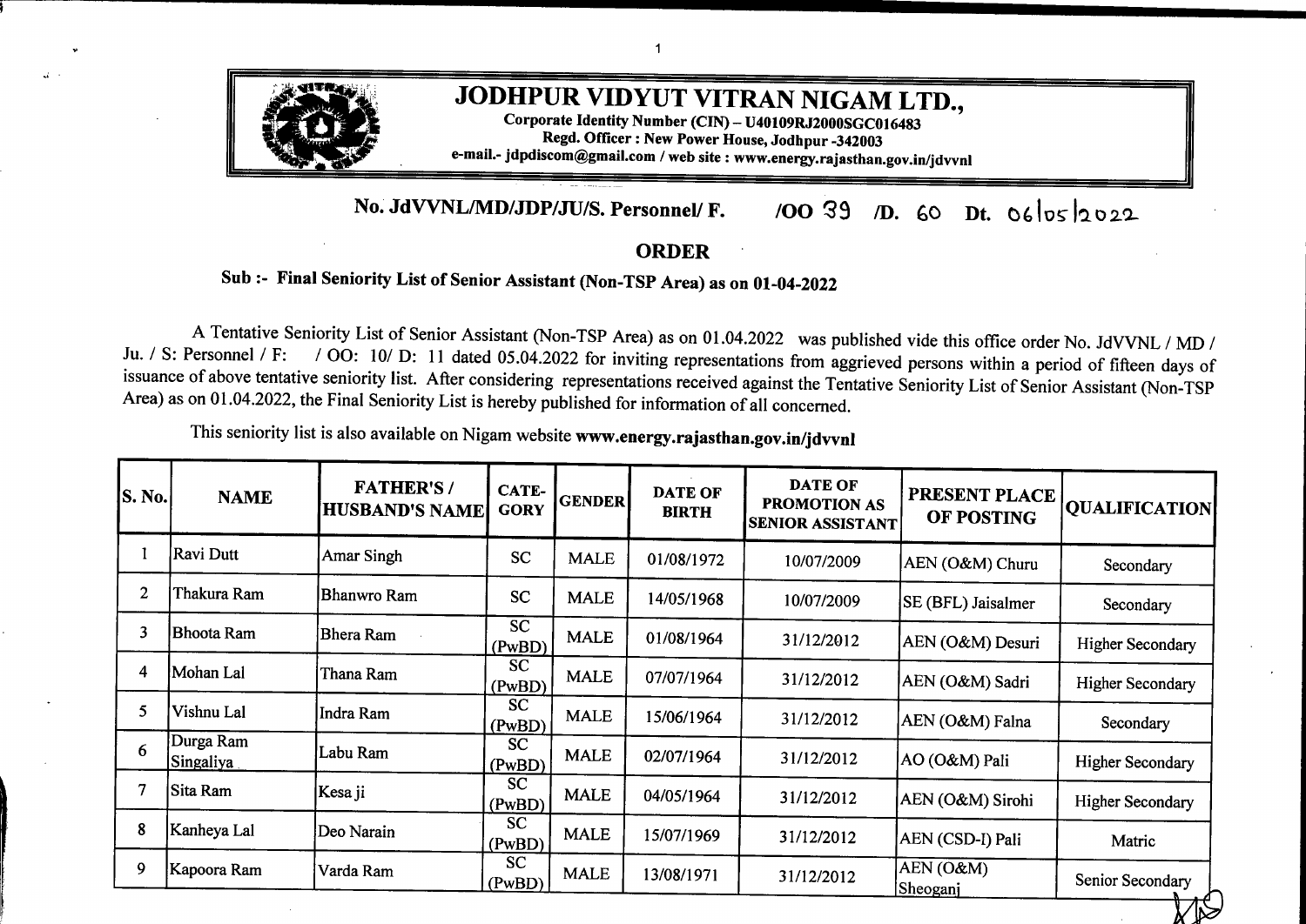# JODHPUR VIDYUT VITRAN NIGAM LTD.,

**Corporate Identity Number (CIN) – U40109RJ2000SGC016483**
**Regd. Officer : New Power House, Jodhpur -342003**
**e-mail.- jdpdiscom@gmail.com / web site : www.energy.rajasthan.gov.in/jdvvnl**

**No. JdVVNL/MD/JDP/JU/S. Personnel/ F. /OO 39 /D. 60 Dt. 06/05/2022**

## ORDER

**Sub :- Final Seniority List of Senior Assistant (Non-TSP Area) as on 01-04-2022**

A Tentative Seniority List of Senior Assistant (Non-TSP Area) as on 01.04.2022 was published vide this office order No. JdVVNL / MD / Ju. / S: Personnel / F: / OO: 10/ D: 11 dated 05.04.2022 for inviting representations from aggrieved persons within a period of fifteen days of issuance of above tentative seniority list. After considering representations received against the Tentative Seniority List of Senior Assistant (Non-TSP Area) as on 01.04.2022, the Final Seniority List is hereby published for information of all concerned.

This seniority list is also available on Nigam website **www.energy.rajasthan.gov.in/jdvvnl**

| S. No. | NAME | FATHER'S / HUSBAND'S NAME | CATE-GORY | GENDER | DATE OF BIRTH | DATE OF PROMOTION AS SENIOR ASSISTANT | PRESENT PLACE OF POSTING | QUALIFICATION |
|---|---|---|---|---|---|---|---|---|
| 1 | Ravi Dutt | Amar Singh | SC | MALE | 01/08/1972 | 10/07/2009 | AEN (O&M) Churu | Secondary |
| 2 | Thakura Ram | Bhanwro Ram | SC | MALE | 14/05/1968 | 10/07/2009 | SE (BFL) Jaisalmer | Secondary |
| 3 | Bhoota Ram | Bhera Ram | SC (PwBD) | MALE | 01/08/1964 | 31/12/2012 | AEN (O&M) Desuri | Higher Secondary |
| 4 | Mohan Lal | Thana Ram | SC (PwBD) | MALE | 07/07/1964 | 31/12/2012 | AEN (O&M) Sadri | Higher Secondary |
| 5 | Vishnu Lal | Indra Ram | SC (PwBD) | MALE | 15/06/1964 | 31/12/2012 | AEN (O&M) Falna | Secondary |
| 6 | Durga Ram Singaliya | Labu Ram | SC (PwBD) | MALE | 02/07/1964 | 31/12/2012 | AO (O&M) Pali | Higher Secondary |
| 7 | Sita Ram | Kesa ji | SC (PwBD) | MALE | 04/05/1964 | 31/12/2012 | AEN (O&M) Sirohi | Higher Secondary |
| 8 | Kanheya Lal | Deo Narain | SC (PwBD) | MALE | 15/07/1969 | 31/12/2012 | AEN (CSD-I) Pali | Matric |
| 9 | Kapoora Ram | Varda Ram | SC (PwBD) | MALE | 13/08/1971 | 31/12/2012 | AEN (O&M) Sheoganj | Senior Secondary |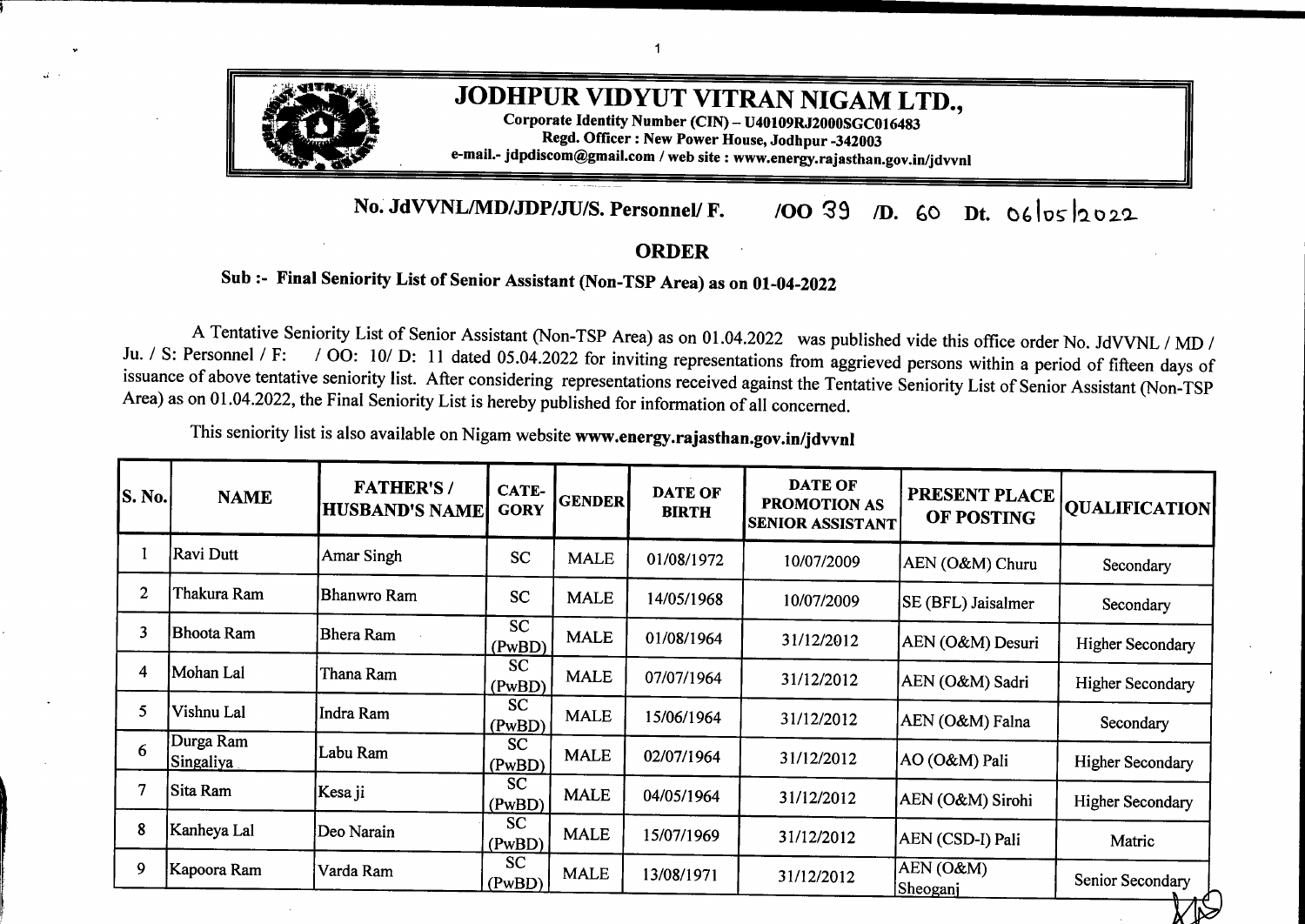# JODHPUR VIDYUT VITRAN NIGAM LTD.,

Corporate Identity Number (CIN) – U40109RJ2000SGC016483
Regd. Officer : New Power House, Jodhpur -342003
e-mail.- jdpdiscom@gmail.com / web site : www.energy.rajasthan.gov.in/jdvvnl

**No. JdVVNL/MD/JDP/JU/S. Personnel/ F. /OO 39 /D. 60 Dt. 06/05/2022**

## ORDER

**Sub :- Final Seniority List of Senior Assistant (Non-TSP Area) as on 01-04-2022**

A Tentative Seniority List of Senior Assistant (Non-TSP Area) as on 01.04.2022 was published vide this office order No. JdVVNL / MD / Ju. / S: Personnel / F: / OO: 10/ D: 11 dated 05.04.2022 for inviting representations from aggrieved persons within a period of fifteen days of issuance of above tentative seniority list. After considering representations received against the Tentative Seniority List of Senior Assistant (Non-TSP Area) as on 01.04.2022, the Final Seniority List is hereby published for information of all concerned.

This seniority list is also available on Nigam website **www.energy.rajasthan.gov.in/jdvvnl**

| S. No. | NAME | FATHER'S / HUSBAND'S NAME | CATE-GORY | GENDER | DATE OF BIRTH | DATE OF PROMOTION AS SENIOR ASSISTANT | PRESENT PLACE OF POSTING | QUALIFICATION |
|---|---|---|---|---|---|---|---|---|
| 1 | Ravi Dutt | Amar Singh | SC | MALE | 01/08/1972 | 10/07/2009 | AEN (O&M) Churu | Secondary |
| 2 | Thakura Ram | Bhanwro Ram | SC | MALE | 14/05/1968 | 10/07/2009 | SE (BFL) Jaisalmer | Secondary |
| 3 | Bhoota Ram | Bhera Ram | SC (PwBD) | MALE | 01/08/1964 | 31/12/2012 | AEN (O&M) Desuri | Higher Secondary |
| 4 | Mohan Lal | Thana Ram | SC (PwBD) | MALE | 07/07/1964 | 31/12/2012 | AEN (O&M) Sadri | Higher Secondary |
| 5 | Vishnu Lal | Indra Ram | SC (PwBD) | MALE | 15/06/1964 | 31/12/2012 | AEN (O&M) Falna | Secondary |
| 6 | Durga Ram Singaliya | Labu Ram | SC (PwBD) | MALE | 02/07/1964 | 31/12/2012 | AO (O&M) Pali | Higher Secondary |
| 7 | Sita Ram | Kesa ji | SC (PwBD) | MALE | 04/05/1964 | 31/12/2012 | AEN (O&M) Sirohi | Higher Secondary |
| 8 | Kanheya Lal | Deo Narain | SC (PwBD) | MALE | 15/07/1969 | 31/12/2012 | AEN (CSD-I) Pali | Matric |
| 9 | Kapoora Ram | Varda Ram | SC (PwBD) | MALE | 13/08/1971 | 31/12/2012 | AEN (O&M) Sheoganj | Senior Secondary |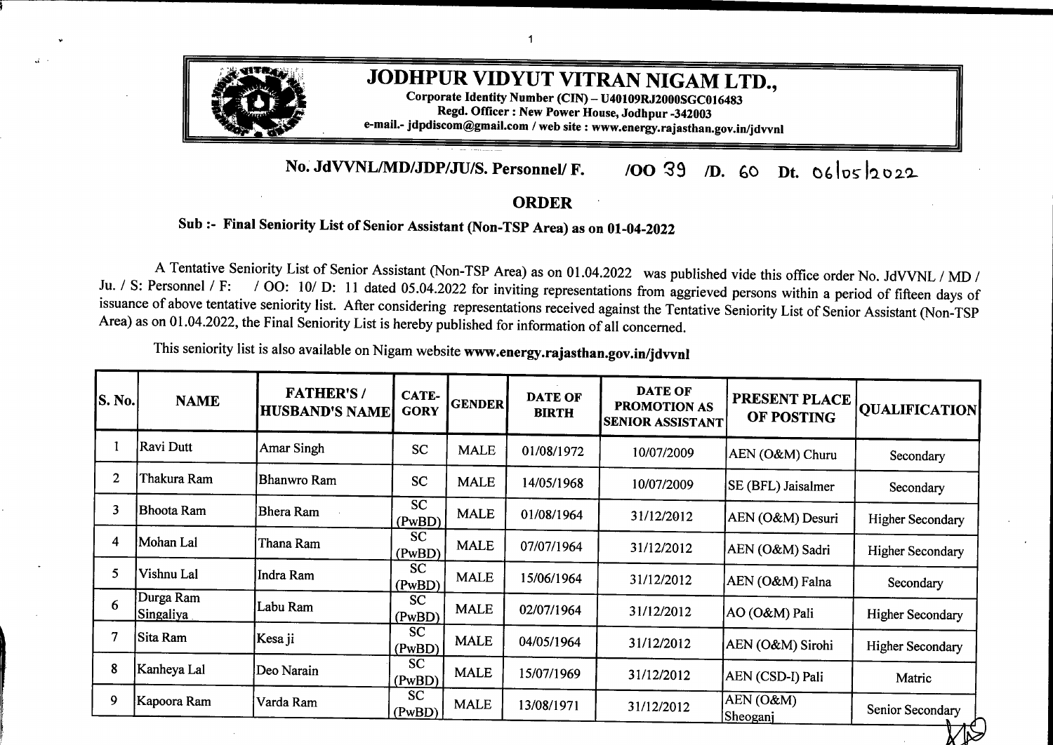# JODHPUR VIDYUT VITRAN NIGAM LTD.,

**Corporate Identity Number (CIN) – U40109RJ2000SGC016483**
**Regd. Officer : New Power House, Jodhpur -342003**
**e-mail.- jdpdiscom@gmail.com / web site : www.energy.rajasthan.gov.in/jdvvnl**

**No. JdVVNL/MD/JDP/JU/S. Personnel/ F. /OO 39 /D. 60 Dt. 06/05/2022**

## ORDER

**Sub :- Final Seniority List of Senior Assistant (Non-TSP Area) as on 01-04-2022**

A Tentative Seniority List of Senior Assistant (Non-TSP Area) as on 01.04.2022 was published vide this office order No. JdVVNL / MD / Ju. / S: Personnel / F: / OO: 10/ D: 11 dated 05.04.2022 for inviting representations from aggrieved persons within a period of fifteen days of issuance of above tentative seniority list. After considering representations received against the Tentative Seniority List of Senior Assistant (Non-TSP Area) as on 01.04.2022, the Final Seniority List is hereby published for information of all concerned.

This seniority list is also available on Nigam website **www.energy.rajasthan.gov.in/jdvvnl**

| S. No. | NAME | FATHER'S / HUSBAND'S NAME | CATE-GORY | GENDER | DATE OF BIRTH | DATE OF PROMOTION AS SENIOR ASSISTANT | PRESENT PLACE OF POSTING | QUALIFICATION |
|---|---|---|---|---|---|---|---|---|
| 1 | Ravi Dutt | Amar Singh | SC | MALE | 01/08/1972 | 10/07/2009 | AEN (O&M) Churu | Secondary |
| 2 | Thakura Ram | Bhanwro Ram | SC | MALE | 14/05/1968 | 10/07/2009 | SE (BFL) Jaisalmer | Secondary |
| 3 | Bhoota Ram | Bhera Ram | SC (PwBD) | MALE | 01/08/1964 | 31/12/2012 | AEN (O&M) Desuri | Higher Secondary |
| 4 | Mohan Lal | Thana Ram | SC (PwBD) | MALE | 07/07/1964 | 31/12/2012 | AEN (O&M) Sadri | Higher Secondary |
| 5 | Vishnu Lal | Indra Ram | SC (PwBD) | MALE | 15/06/1964 | 31/12/2012 | AEN (O&M) Falna | Secondary |
| 6 | Durga Ram Singaliya | Labu Ram | SC (PwBD) | MALE | 02/07/1964 | 31/12/2012 | AO (O&M) Pali | Higher Secondary |
| 7 | Sita Ram | Kesa ji | SC (PwBD) | MALE | 04/05/1964 | 31/12/2012 | AEN (O&M) Sirohi | Higher Secondary |
| 8 | Kanheya Lal | Deo Narain | SC (PwBD) | MALE | 15/07/1969 | 31/12/2012 | AEN (CSD-I) Pali | Matric |
| 9 | Kapoora Ram | Varda Ram | SC (PwBD) | MALE | 13/08/1971 | 31/12/2012 | AEN (O&M) Sheoganj | Senior Secondary |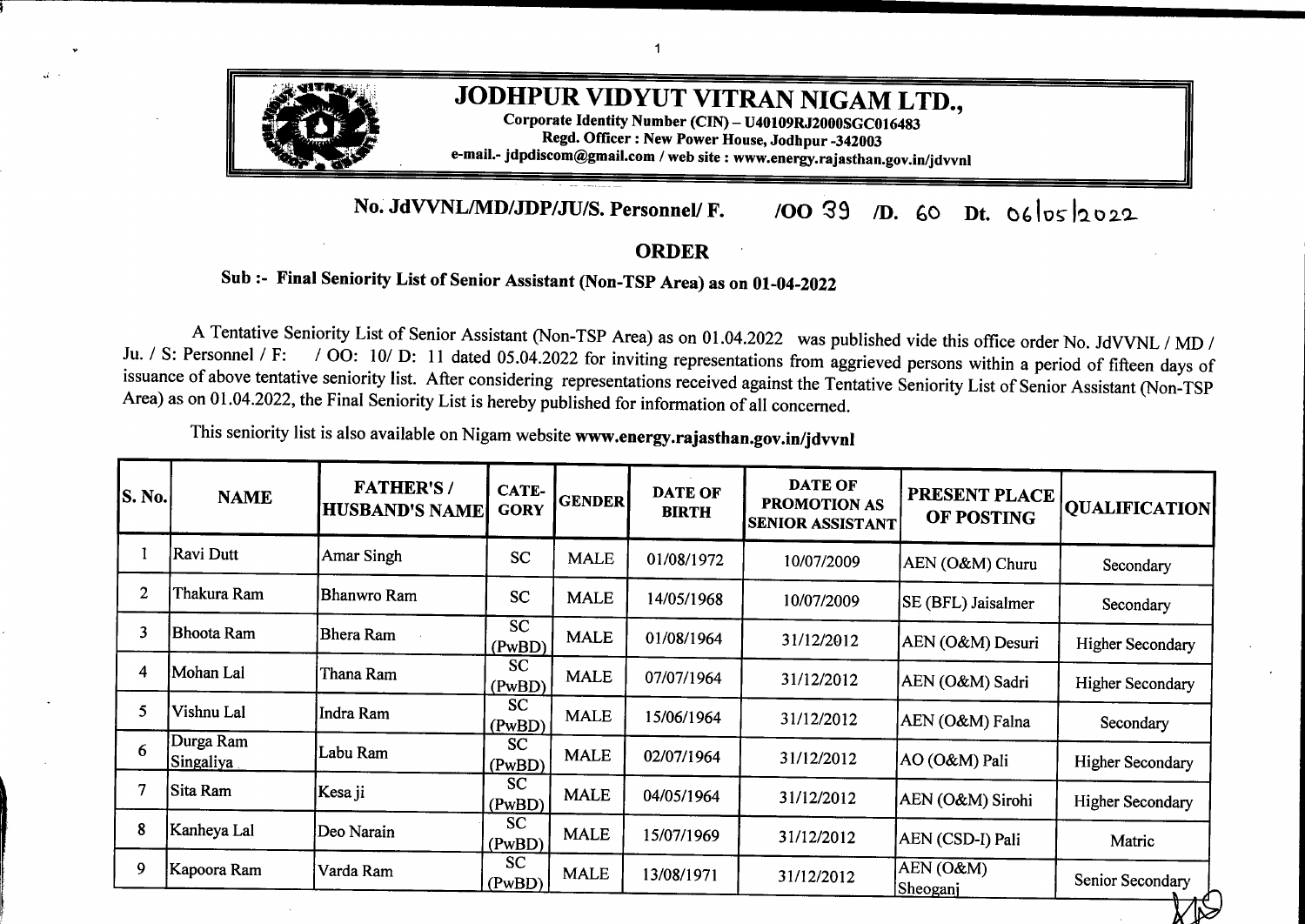# JODHPUR VIDYUT VITRAN NIGAM LTD.,

**Corporate Identity Number (CIN) – U40109RJ2000SGC016483**
**Regd. Officer : New Power House, Jodhpur -342003**
**e-mail.- jdpdiscom@gmail.com / web site : www.energy.rajasthan.gov.in/jdvvnl**

**No. JdVVNL/MD/JDP/JU/S. Personnel/ F. /OO 39 /D. 60 Dt. 06/05/2022**

## ORDER

**Sub :- Final Seniority List of Senior Assistant (Non-TSP Area) as on 01-04-2022**

A Tentative Seniority List of Senior Assistant (Non-TSP Area) as on 01.04.2022 was published vide this office order No. JdVVNL / MD / Ju. / S: Personnel / F: / OO: 10/ D: 11 dated 05.04.2022 for inviting representations from aggrieved persons within a period of fifteen days of issuance of above tentative seniority list. After considering representations received against the Tentative Seniority List of Senior Assistant (Non-TSP Area) as on 01.04.2022, the Final Seniority List is hereby published for information of all concerned.

This seniority list is also available on Nigam website **www.energy.rajasthan.gov.in/jdvvnl**

| S. No. | NAME | FATHER'S / HUSBAND'S NAME | CATE-GORY | GENDER | DATE OF BIRTH | DATE OF PROMOTION AS SENIOR ASSISTANT | PRESENT PLACE OF POSTING | QUALIFICATION |
|---|---|---|---|---|---|---|---|---|
| 1 | Ravi Dutt | Amar Singh | SC | MALE | 01/08/1972 | 10/07/2009 | AEN (O&M) Churu | Secondary |
| 2 | Thakura Ram | Bhanwro Ram | SC | MALE | 14/05/1968 | 10/07/2009 | SE (BFL) Jaisalmer | Secondary |
| 3 | Bhoota Ram | Bhera Ram | SC (PwBD) | MALE | 01/08/1964 | 31/12/2012 | AEN (O&M) Desuri | Higher Secondary |
| 4 | Mohan Lal | Thana Ram | SC (PwBD) | MALE | 07/07/1964 | 31/12/2012 | AEN (O&M) Sadri | Higher Secondary |
| 5 | Vishnu Lal | Indra Ram | SC (PwBD) | MALE | 15/06/1964 | 31/12/2012 | AEN (O&M) Falna | Secondary |
| 6 | Durga Ram Singaliya | Labu Ram | SC (PwBD) | MALE | 02/07/1964 | 31/12/2012 | AO (O&M) Pali | Higher Secondary |
| 7 | Sita Ram | Kesa ji | SC (PwBD) | MALE | 04/05/1964 | 31/12/2012 | AEN (O&M) Sirohi | Higher Secondary |
| 8 | Kanheya Lal | Deo Narain | SC (PwBD) | MALE | 15/07/1969 | 31/12/2012 | AEN (CSD-I) Pali | Matric |
| 9 | Kapoora Ram | Varda Ram | SC (PwBD) | MALE | 13/08/1971 | 31/12/2012 | AEN (O&M) Sheoganj | Senior Secondary |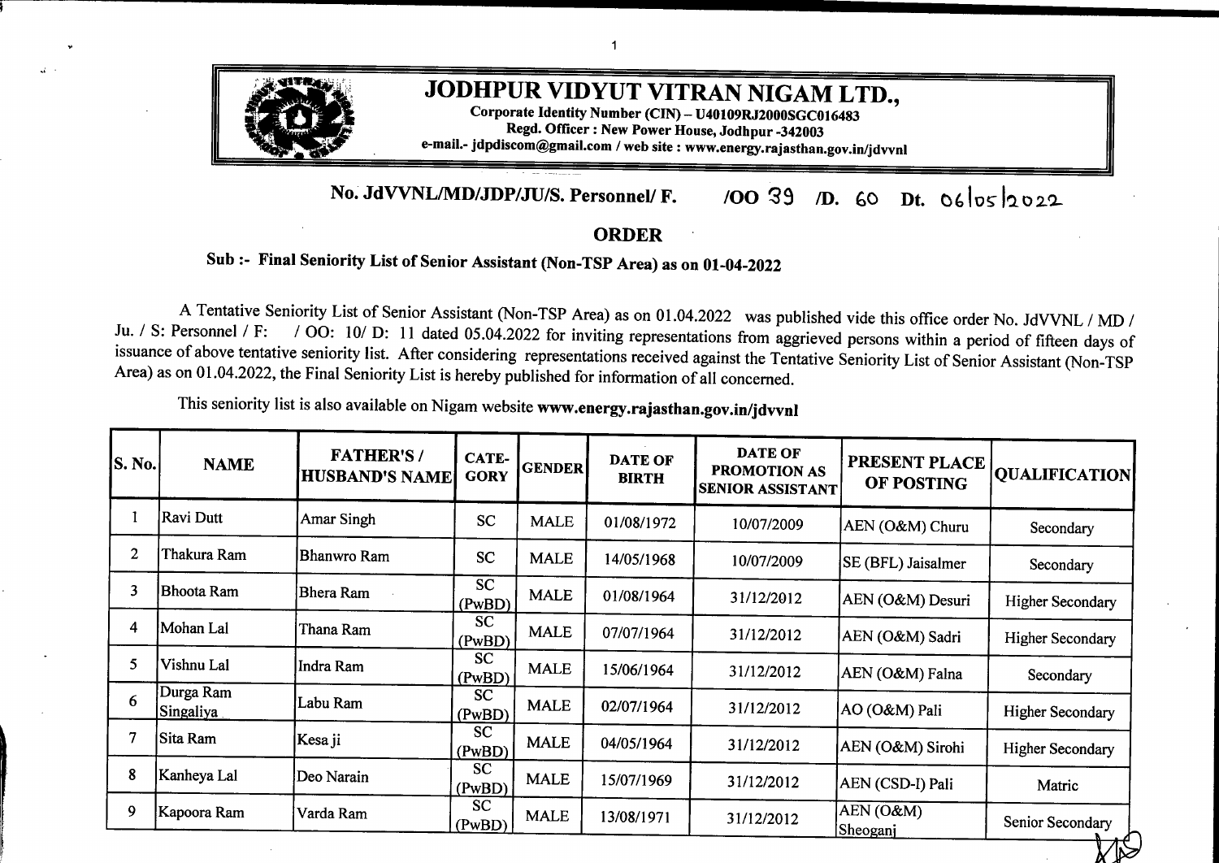# JODHPUR VIDYUT VITRAN NIGAM LTD.,

**Corporate Identity Number (CIN) – U40109RJ2000SGC016483**
**Regd. Officer : New Power House, Jodhpur -342003**
**e-mail.- jdpdiscom@gmail.com / web site : www.energy.rajasthan.gov.in/jdvvnl**

**No. JdVVNL/MD/JDP/JU/S. Personnel/ F. /OO 39 /D. 60 Dt. 06/05/2022**

## ORDER

**Sub :- Final Seniority List of Senior Assistant (Non-TSP Area) as on 01-04-2022**

A Tentative Seniority List of Senior Assistant (Non-TSP Area) as on 01.04.2022 was published vide this office order No. JdVVNL / MD / Ju. / S: Personnel / F: / OO: 10/ D: 11 dated 05.04.2022 for inviting representations from aggrieved persons within a period of fifteen days of issuance of above tentative seniority list. After considering representations received against the Tentative Seniority List of Senior Assistant (Non-TSP Area) as on 01.04.2022, the Final Seniority List is hereby published for information of all concerned.

This seniority list is also available on Nigam website **www.energy.rajasthan.gov.in/jdvvnl**

| S. No. | NAME | FATHER'S / HUSBAND'S NAME | CATE-GORY | GENDER | DATE OF BIRTH | DATE OF PROMOTION AS SENIOR ASSISTANT | PRESENT PLACE OF POSTING | QUALIFICATION |
|---|---|---|---|---|---|---|---|---|
| 1 | Ravi Dutt | Amar Singh | SC | MALE | 01/08/1972 | 10/07/2009 | AEN (O&M) Churu | Secondary |
| 2 | Thakura Ram | Bhanwro Ram | SC | MALE | 14/05/1968 | 10/07/2009 | SE (BFL) Jaisalmer | Secondary |
| 3 | Bhoota Ram | Bhera Ram | SC (PwBD) | MALE | 01/08/1964 | 31/12/2012 | AEN (O&M) Desuri | Higher Secondary |
| 4 | Mohan Lal | Thana Ram | SC (PwBD) | MALE | 07/07/1964 | 31/12/2012 | AEN (O&M) Sadri | Higher Secondary |
| 5 | Vishnu Lal | Indra Ram | SC (PwBD) | MALE | 15/06/1964 | 31/12/2012 | AEN (O&M) Falna | Secondary |
| 6 | Durga Ram Singaliya | Labu Ram | SC (PwBD) | MALE | 02/07/1964 | 31/12/2012 | AO (O&M) Pali | Higher Secondary |
| 7 | Sita Ram | Kesa ji | SC (PwBD) | MALE | 04/05/1964 | 31/12/2012 | AEN (O&M) Sirohi | Higher Secondary |
| 8 | Kanheya Lal | Deo Narain | SC (PwBD) | MALE | 15/07/1969 | 31/12/2012 | AEN (CSD-I) Pali | Matric |
| 9 | Kapoora Ram | Varda Ram | SC (PwBD) | MALE | 13/08/1971 | 31/12/2012 | AEN (O&M) Sheoganj | Senior Secondary |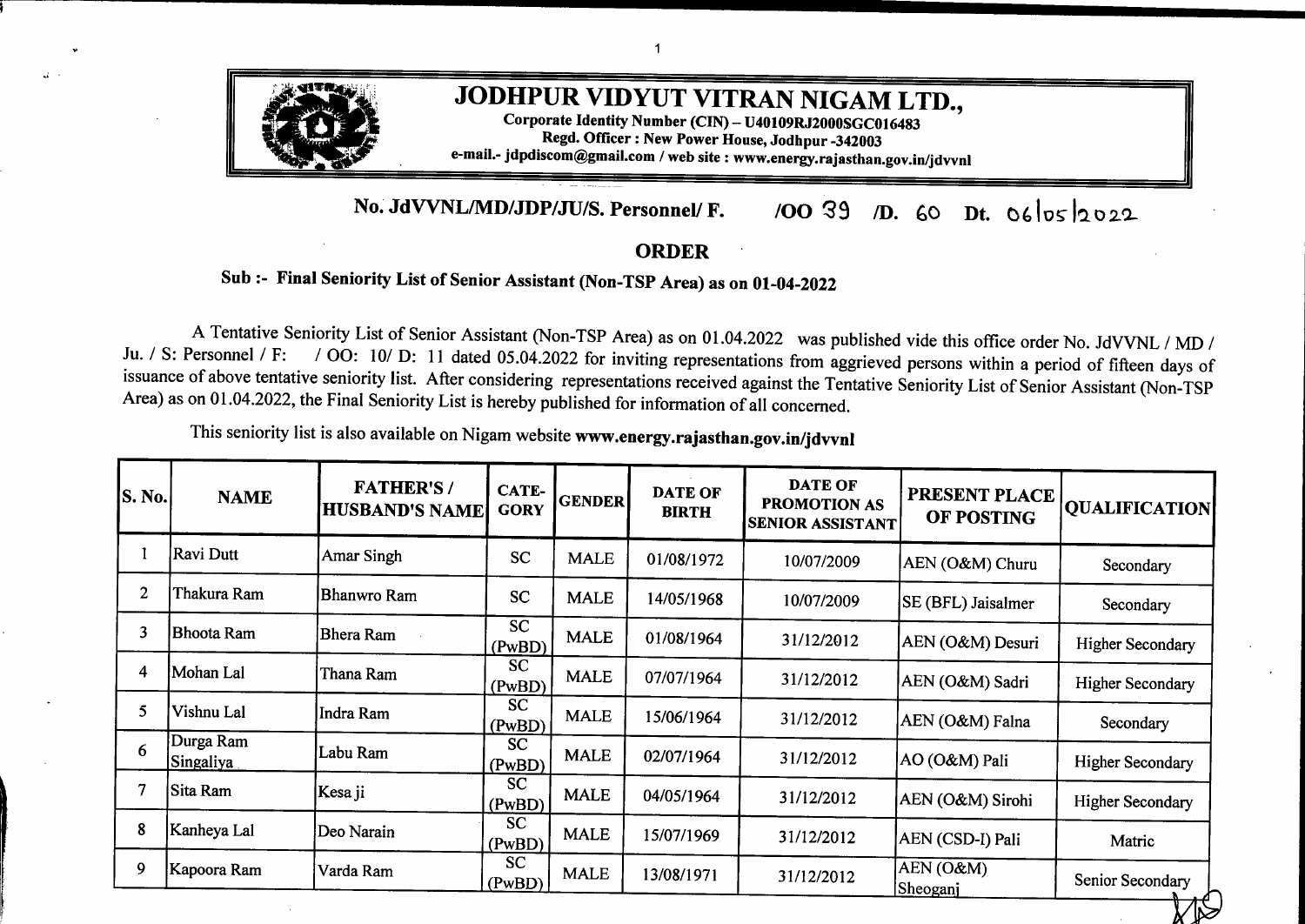# JODHPUR VIDYUT VITRAN NIGAM LTD.,

**Corporate Identity Number (CIN) – U40109RJ2000SGC016483**
**Regd. Officer : New Power House, Jodhpur -342003**
**e-mail.- jdpdiscom@gmail.com / web site : www.energy.rajasthan.gov.in/jdvvnl**

**No. JdVVNL/MD/JDP/JU/S. Personnel/ F. /OO 39 /D. 60 Dt. 06/05/2022**

## ORDER

**Sub :- Final Seniority List of Senior Assistant (Non-TSP Area) as on 01-04-2022**

A Tentative Seniority List of Senior Assistant (Non-TSP Area) as on 01.04.2022 was published vide this office order No. JdVVNL / MD / Ju. / S: Personnel / F: / OO: 10/ D: 11 dated 05.04.2022 for inviting representations from aggrieved persons within a period of fifteen days of issuance of above tentative seniority list. After considering representations received against the Tentative Seniority List of Senior Assistant (Non-TSP Area) as on 01.04.2022, the Final Seniority List is hereby published for information of all concerned.

This seniority list is also available on Nigam website **www.energy.rajasthan.gov.in/jdvvnl**

| S. No. | NAME | FATHER'S / HUSBAND'S NAME | CATE-GORY | GENDER | DATE OF BIRTH | DATE OF PROMOTION AS SENIOR ASSISTANT | PRESENT PLACE OF POSTING | QUALIFICATION |
|---|---|---|---|---|---|---|---|---|
| 1 | Ravi Dutt | Amar Singh | SC | MALE | 01/08/1972 | 10/07/2009 | AEN (O&M) Churu | Secondary |
| 2 | Thakura Ram | Bhanwro Ram | SC | MALE | 14/05/1968 | 10/07/2009 | SE (BFL) Jaisalmer | Secondary |
| 3 | Bhoota Ram | Bhera Ram | SC (PwBD) | MALE | 01/08/1964 | 31/12/2012 | AEN (O&M) Desuri | Higher Secondary |
| 4 | Mohan Lal | Thana Ram | SC (PwBD) | MALE | 07/07/1964 | 31/12/2012 | AEN (O&M) Sadri | Higher Secondary |
| 5 | Vishnu Lal | Indra Ram | SC (PwBD) | MALE | 15/06/1964 | 31/12/2012 | AEN (O&M) Falna | Secondary |
| 6 | Durga Ram Singaliya | Labu Ram | SC (PwBD) | MALE | 02/07/1964 | 31/12/2012 | AO (O&M) Pali | Higher Secondary |
| 7 | Sita Ram | Kesa ji | SC (PwBD) | MALE | 04/05/1964 | 31/12/2012 | AEN (O&M) Sirohi | Higher Secondary |
| 8 | Kanheya Lal | Deo Narain | SC (PwBD) | MALE | 15/07/1969 | 31/12/2012 | AEN (CSD-I) Pali | Matric |
| 9 | Kapoora Ram | Varda Ram | SC (PwBD) | MALE | 13/08/1971 | 31/12/2012 | AEN (O&M) Sheoganj | Senior Secondary |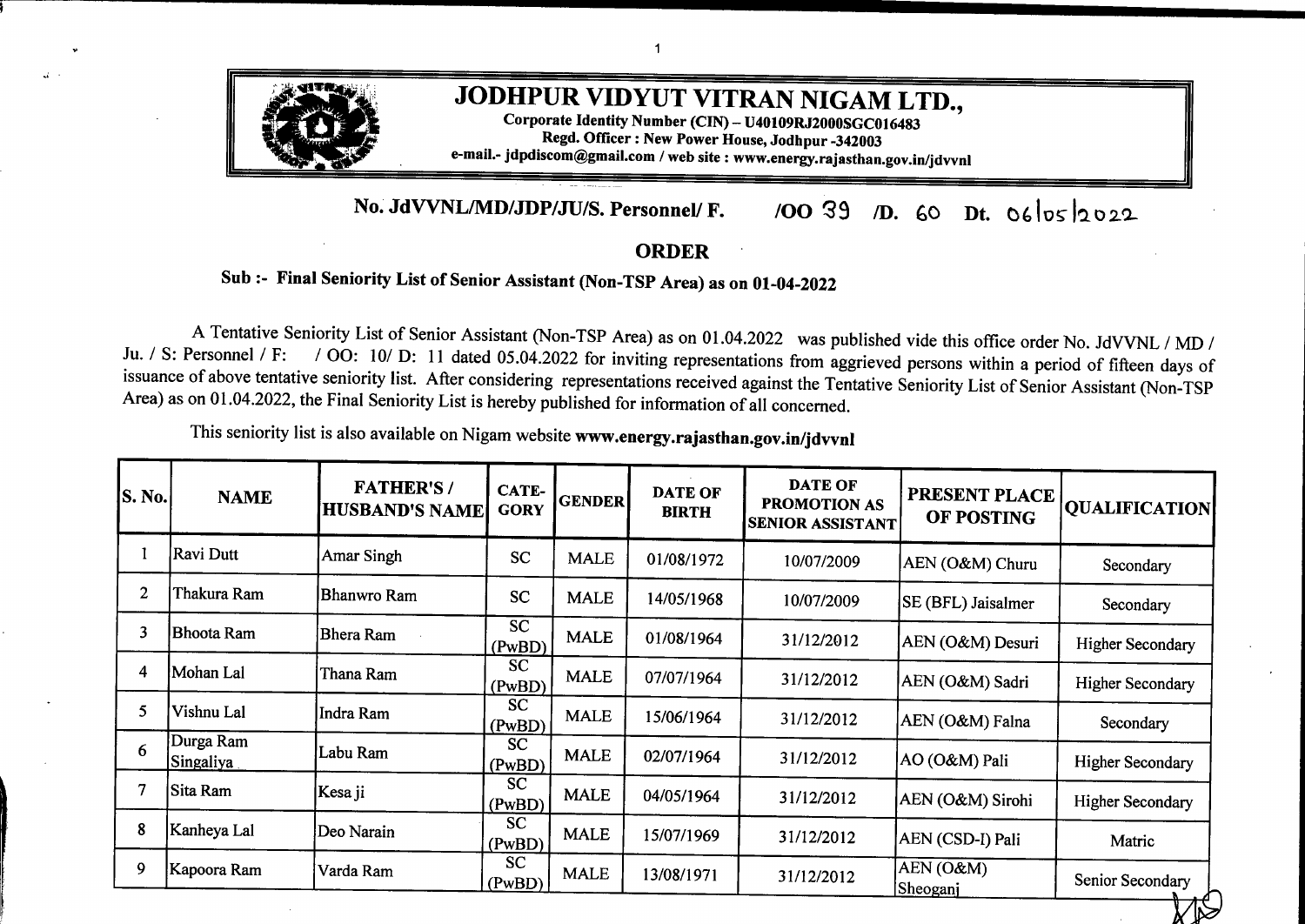# JODHPUR VIDYUT VITRAN NIGAM LTD.,

**Corporate Identity Number (CIN) – U40109RJ2000SGC016483**
**Regd. Officer : New Power House, Jodhpur -342003**
**e-mail.- jdpdiscom@gmail.com / web site : www.energy.rajasthan.gov.in/jdvvnl**

**No. JdVVNL/MD/JDP/JU/S. Personnel/ F. /OO 39 /D. 60 Dt. 06/05/2022**

## ORDER

**Sub :- Final Seniority List of Senior Assistant (Non-TSP Area) as on 01-04-2022**

A Tentative Seniority List of Senior Assistant (Non-TSP Area) as on 01.04.2022 was published vide this office order No. JdVVNL / MD / Ju. / S: Personnel / F: / OO: 10/ D: 11 dated 05.04.2022 for inviting representations from aggrieved persons within a period of fifteen days of issuance of above tentative seniority list. After considering representations received against the Tentative Seniority List of Senior Assistant (Non-TSP Area) as on 01.04.2022, the Final Seniority List is hereby published for information of all concerned.

This seniority list is also available on Nigam website **www.energy.rajasthan.gov.in/jdvvnl**

| S. No. | NAME | FATHER'S / HUSBAND'S NAME | CATE-GORY | GENDER | DATE OF BIRTH | DATE OF PROMOTION AS SENIOR ASSISTANT | PRESENT PLACE OF POSTING | QUALIFICATION |
|---|---|---|---|---|---|---|---|---|
| 1 | Ravi Dutt | Amar Singh | SC | MALE | 01/08/1972 | 10/07/2009 | AEN (O&M) Churu | Secondary |
| 2 | Thakura Ram | Bhanwro Ram | SC | MALE | 14/05/1968 | 10/07/2009 | SE (BFL) Jaisalmer | Secondary |
| 3 | Bhoota Ram | Bhera Ram | SC (PwBD) | MALE | 01/08/1964 | 31/12/2012 | AEN (O&M) Desuri | Higher Secondary |
| 4 | Mohan Lal | Thana Ram | SC (PwBD) | MALE | 07/07/1964 | 31/12/2012 | AEN (O&M) Sadri | Higher Secondary |
| 5 | Vishnu Lal | Indra Ram | SC (PwBD) | MALE | 15/06/1964 | 31/12/2012 | AEN (O&M) Falna | Secondary |
| 6 | Durga Ram Singaliya | Labu Ram | SC (PwBD) | MALE | 02/07/1964 | 31/12/2012 | AO (O&M) Pali | Higher Secondary |
| 7 | Sita Ram | Kesa ji | SC (PwBD) | MALE | 04/05/1964 | 31/12/2012 | AEN (O&M) Sirohi | Higher Secondary |
| 8 | Kanheya Lal | Deo Narain | SC (PwBD) | MALE | 15/07/1969 | 31/12/2012 | AEN (CSD-I) Pali | Matric |
| 9 | Kapoora Ram | Varda Ram | SC (PwBD) | MALE | 13/08/1971 | 31/12/2012 | AEN (O&M) Sheoganj | Senior Secondary |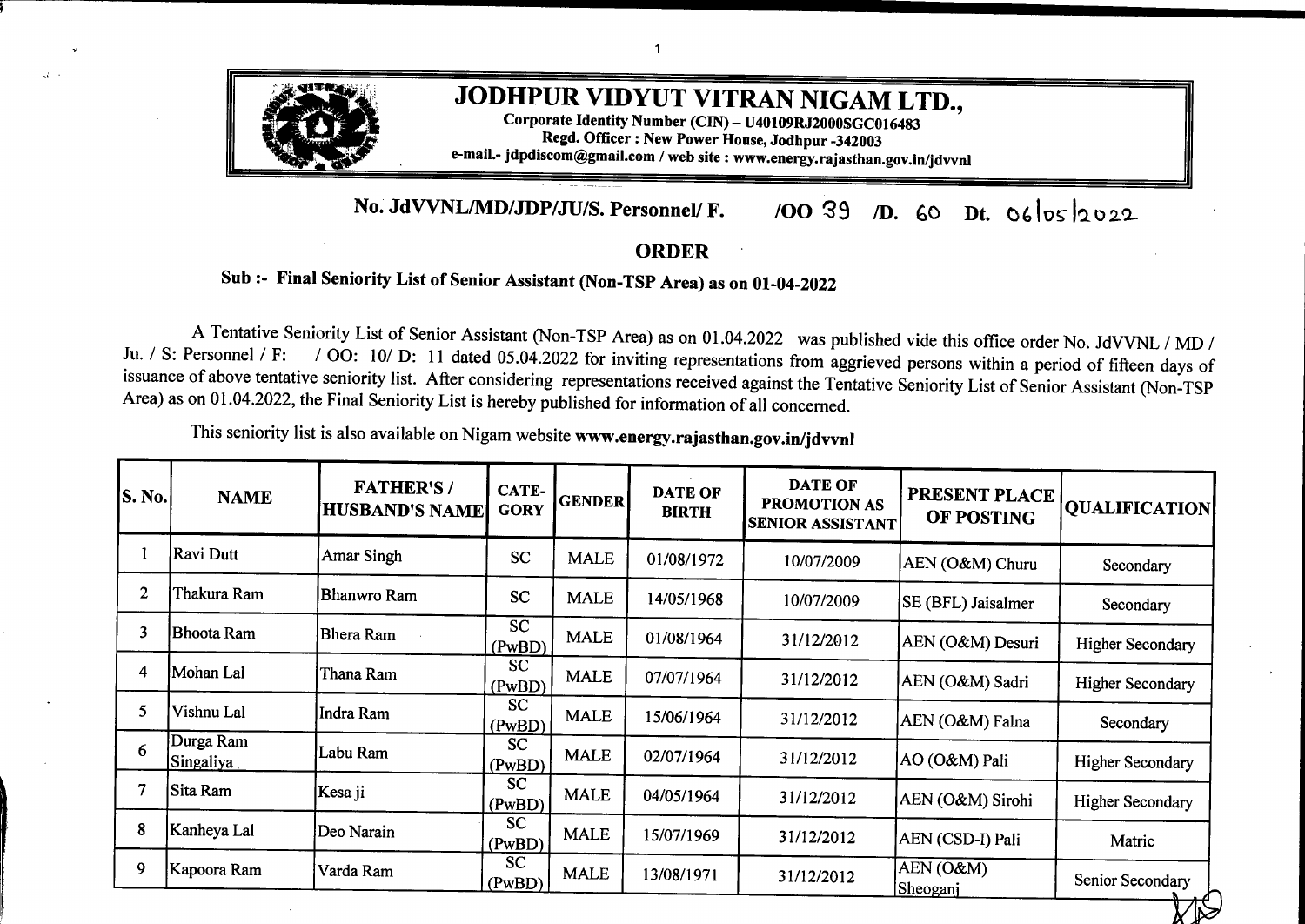# JODHPUR VIDYUT VITRAN NIGAM LTD.,

**Corporate Identity Number (CIN) – U40109RJ2000SGC016483**
**Regd. Officer : New Power House, Jodhpur -342003**
**e-mail.- jdpdiscom@gmail.com / web site : www.energy.rajasthan.gov.in/jdvvnl**

**No. JdVVNL/MD/JDP/JU/S. Personnel/ F. /OO 39 /D. 60 Dt. 06/05/2022**

## ORDER

**Sub :- Final Seniority List of Senior Assistant (Non-TSP Area) as on 01-04-2022**

A Tentative Seniority List of Senior Assistant (Non-TSP Area) as on 01.04.2022 was published vide this office order No. JdVVNL / MD / Ju. / S: Personnel / F: / OO: 10/ D: 11 dated 05.04.2022 for inviting representations from aggrieved persons within a period of fifteen days of issuance of above tentative seniority list. After considering representations received against the Tentative Seniority List of Senior Assistant (Non-TSP Area) as on 01.04.2022, the Final Seniority List is hereby published for information of all concerned.

This seniority list is also available on Nigam website **www.energy.rajasthan.gov.in/jdvvnl**

| S. No. | NAME | FATHER'S / HUSBAND'S NAME | CATE-GORY | GENDER | DATE OF BIRTH | DATE OF PROMOTION AS SENIOR ASSISTANT | PRESENT PLACE OF POSTING | QUALIFICATION |
|---|---|---|---|---|---|---|---|---|
| 1 | Ravi Dutt | Amar Singh | SC | MALE | 01/08/1972 | 10/07/2009 | AEN (O&M) Churu | Secondary |
| 2 | Thakura Ram | Bhanwro Ram | SC | MALE | 14/05/1968 | 10/07/2009 | SE (BFL) Jaisalmer | Secondary |
| 3 | Bhoota Ram | Bhera Ram | SC (PwBD) | MALE | 01/08/1964 | 31/12/2012 | AEN (O&M) Desuri | Higher Secondary |
| 4 | Mohan Lal | Thana Ram | SC (PwBD) | MALE | 07/07/1964 | 31/12/2012 | AEN (O&M) Sadri | Higher Secondary |
| 5 | Vishnu Lal | Indra Ram | SC (PwBD) | MALE | 15/06/1964 | 31/12/2012 | AEN (O&M) Falna | Secondary |
| 6 | Durga Ram Singaliya | Labu Ram | SC (PwBD) | MALE | 02/07/1964 | 31/12/2012 | AO (O&M) Pali | Higher Secondary |
| 7 | Sita Ram | Kesa ji | SC (PwBD) | MALE | 04/05/1964 | 31/12/2012 | AEN (O&M) Sirohi | Higher Secondary |
| 8 | Kanheya Lal | Deo Narain | SC (PwBD) | MALE | 15/07/1969 | 31/12/2012 | AEN (CSD-I) Pali | Matric |
| 9 | Kapoora Ram | Varda Ram | SC (PwBD) | MALE | 13/08/1971 | 31/12/2012 | AEN (O&M) Sheoganj | Senior Secondary |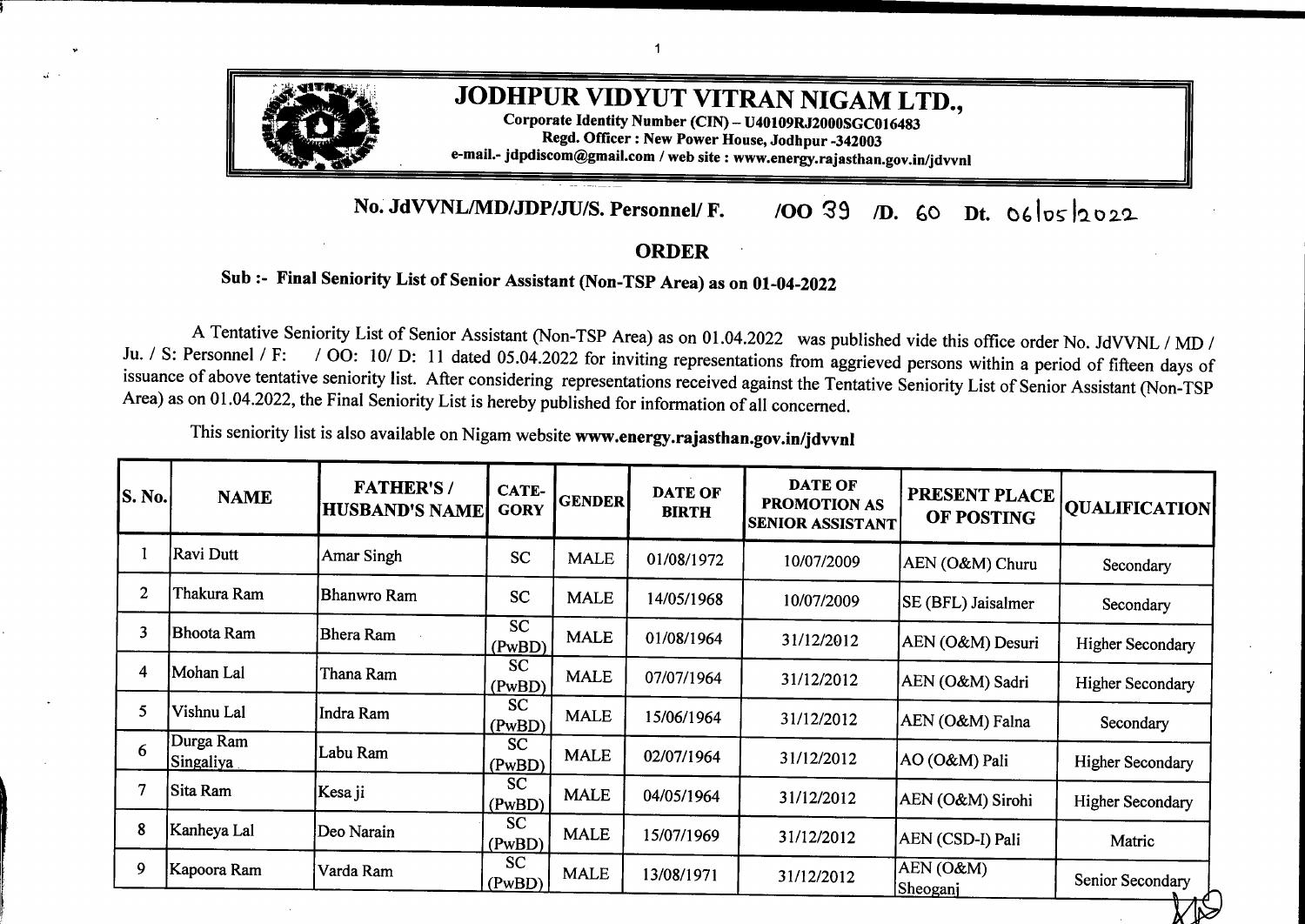# JODHPUR VIDYUT VITRAN NIGAM LTD.,

**Corporate Identity Number (CIN) – U40109RJ2000SGC016483**
**Regd. Officer : New Power House, Jodhpur -342003**
**e-mail.- jdpdiscom@gmail.com / web site : www.energy.rajasthan.gov.in/jdvvnl**

**No. JdVVNL/MD/JDP/JU/S. Personnel/ F. /OO 39 /D. 60 Dt. 06/05/2022**

## ORDER

**Sub :- Final Seniority List of Senior Assistant (Non-TSP Area) as on 01-04-2022**

A Tentative Seniority List of Senior Assistant (Non-TSP Area) as on 01.04.2022 was published vide this office order No. JdVVNL / MD / Ju. / S: Personnel / F: / OO: 10/ D: 11 dated 05.04.2022 for inviting representations from aggrieved persons within a period of fifteen days of issuance of above tentative seniority list. After considering representations received against the Tentative Seniority List of Senior Assistant (Non-TSP Area) as on 01.04.2022, the Final Seniority List is hereby published for information of all concerned.

This seniority list is also available on Nigam website **www.energy.rajasthan.gov.in/jdvvnl**

| S. No. | NAME | FATHER'S / HUSBAND'S NAME | CATE-GORY | GENDER | DATE OF BIRTH | DATE OF PROMOTION AS SENIOR ASSISTANT | PRESENT PLACE OF POSTING | QUALIFICATION |
|---|---|---|---|---|---|---|---|---|
| 1 | Ravi Dutt | Amar Singh | SC | MALE | 01/08/1972 | 10/07/2009 | AEN (O&M) Churu | Secondary |
| 2 | Thakura Ram | Bhanwro Ram | SC | MALE | 14/05/1968 | 10/07/2009 | SE (BFL) Jaisalmer | Secondary |
| 3 | Bhoota Ram | Bhera Ram | SC (PwBD) | MALE | 01/08/1964 | 31/12/2012 | AEN (O&M) Desuri | Higher Secondary |
| 4 | Mohan Lal | Thana Ram | SC (PwBD) | MALE | 07/07/1964 | 31/12/2012 | AEN (O&M) Sadri | Higher Secondary |
| 5 | Vishnu Lal | Indra Ram | SC (PwBD) | MALE | 15/06/1964 | 31/12/2012 | AEN (O&M) Falna | Secondary |
| 6 | Durga Ram Singaliya | Labu Ram | SC (PwBD) | MALE | 02/07/1964 | 31/12/2012 | AO (O&M) Pali | Higher Secondary |
| 7 | Sita Ram | Kesa ji | SC (PwBD) | MALE | 04/05/1964 | 31/12/2012 | AEN (O&M) Sirohi | Higher Secondary |
| 8 | Kanheya Lal | Deo Narain | SC (PwBD) | MALE | 15/07/1969 | 31/12/2012 | AEN (CSD-I) Pali | Matric |
| 9 | Kapoora Ram | Varda Ram | SC (PwBD) | MALE | 13/08/1971 | 31/12/2012 | AEN (O&M) Sheoganj | Senior Secondary |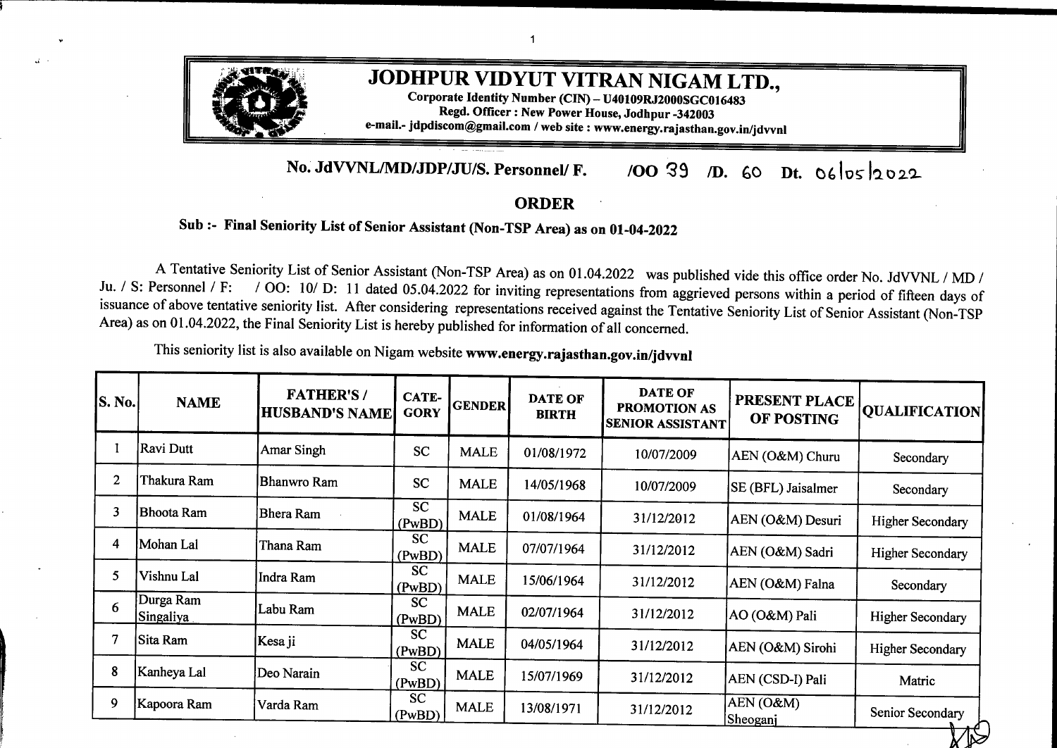# JODHPUR VIDYUT VITRAN NIGAM LTD.,

Corporate Identity Number (CIN) – U40109RJ2000SGC016483
Regd. Officer : New Power House, Jodhpur -342003
e-mail.- jdpdiscom@gmail.com / web site : www.energy.rajasthan.gov.in/jdvvnl

**No. JdVVNL/MD/JDP/JU/S. Personnel/ F. /OO 39 /D. 60 Dt. 06/05/2022**

## ORDER

**Sub :- Final Seniority List of Senior Assistant (Non-TSP Area) as on 01-04-2022**

A Tentative Seniority List of Senior Assistant (Non-TSP Area) as on 01.04.2022 was published vide this office order No. JdVVNL / MD / Ju. / S: Personnel / F: / OO: 10/ D: 11 dated 05.04.2022 for inviting representations from aggrieved persons within a period of fifteen days of issuance of above tentative seniority list. After considering representations received against the Tentative Seniority List of Senior Assistant (Non-TSP Area) as on 01.04.2022, the Final Seniority List is hereby published for information of all concerned.

This seniority list is also available on Nigam website **www.energy.rajasthan.gov.in/jdvvnl**

| S. No. | NAME | FATHER'S / HUSBAND'S NAME | CATE-GORY | GENDER | DATE OF BIRTH | DATE OF PROMOTION AS SENIOR ASSISTANT | PRESENT PLACE OF POSTING | QUALIFICATION |
|---|---|---|---|---|---|---|---|---|
| 1 | Ravi Dutt | Amar Singh | SC | MALE | 01/08/1972 | 10/07/2009 | AEN (O&M) Churu | Secondary |
| 2 | Thakura Ram | Bhanwro Ram | SC | MALE | 14/05/1968 | 10/07/2009 | SE (BFL) Jaisalmer | Secondary |
| 3 | Bhoota Ram | Bhera Ram | SC (PwBD) | MALE | 01/08/1964 | 31/12/2012 | AEN (O&M) Desuri | Higher Secondary |
| 4 | Mohan Lal | Thana Ram | SC (PwBD) | MALE | 07/07/1964 | 31/12/2012 | AEN (O&M) Sadri | Higher Secondary |
| 5 | Vishnu Lal | Indra Ram | SC (PwBD) | MALE | 15/06/1964 | 31/12/2012 | AEN (O&M) Falna | Secondary |
| 6 | Durga Ram Singaliya | Labu Ram | SC (PwBD) | MALE | 02/07/1964 | 31/12/2012 | AO (O&M) Pali | Higher Secondary |
| 7 | Sita Ram | Kesa ji | SC (PwBD) | MALE | 04/05/1964 | 31/12/2012 | AEN (O&M) Sirohi | Higher Secondary |
| 8 | Kanheya Lal | Deo Narain | SC (PwBD) | MALE | 15/07/1969 | 31/12/2012 | AEN (CSD-I) Pali | Matric |
| 9 | Kapoora Ram | Varda Ram | SC (PwBD) | MALE | 13/08/1971 | 31/12/2012 | AEN (O&M) Sheoganj | Senior Secondary |